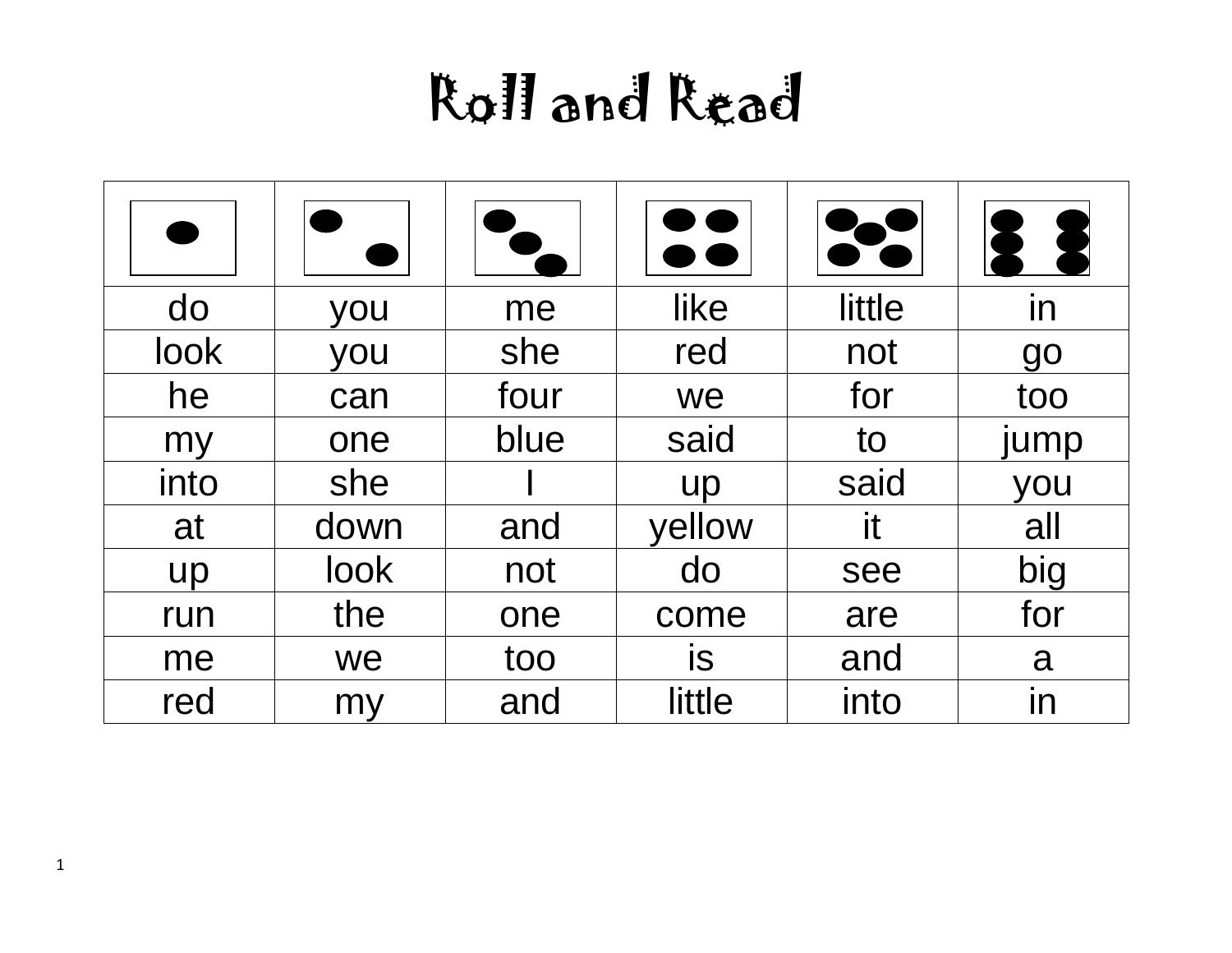# Roll and Read

| ⚀ | ⚁ | ⚂ | ⚃ | ⚄ | ⚅ |
|---|---|---|---|---|---|
| do | you | me | like | little | in |
| look | you | she | red | not | go |
| he | can | four | we | for | too |
| my | one | blue | said | to | jump |
| into | she | I | up | said | you |
| at | down | and | yellow | it | all |
| up | look | not | do | see | big |
| run | the | one | come | are | for |
| me | we | too | is | and | a |
| red | my | and | little | into | in |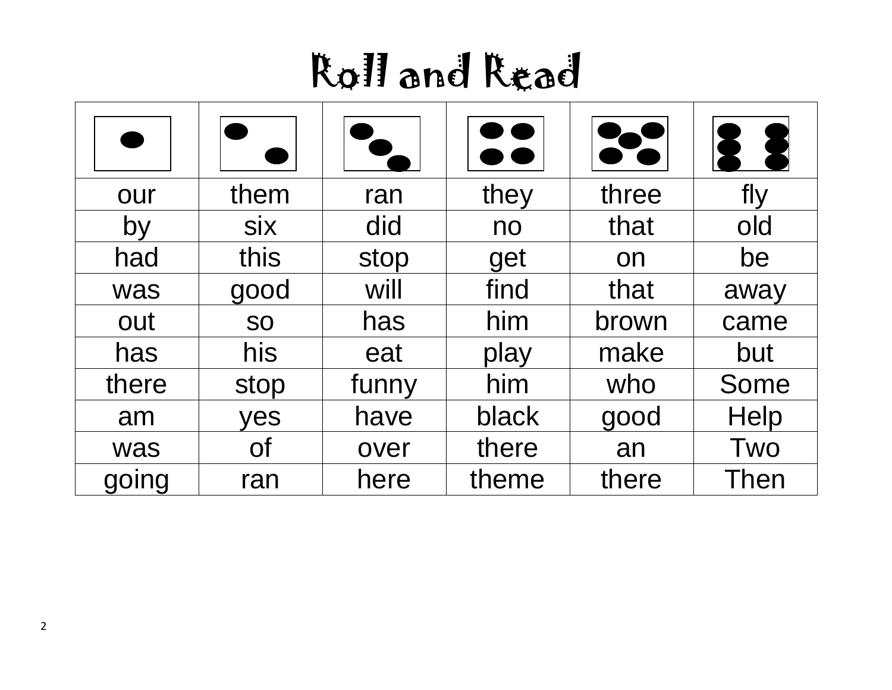# Roll and Read

| 1 | 2 | 3 | 4 | 5 | 6 |
|---|---|---|---|---|---|
| our | them | ran | they | three | fly |
| by | six | did | no | that | old |
| had | this | stop | get | on | be |
| was | good | will | find | that | away |
| out | so | has | him | brown | came |
| has | his | eat | play | make | but |
| there | stop | funny | him | who | Some |
| am | yes | have | black | good | Help |
| was | of | over | there | an | Two |
| going | ran | here | theme | there | Then |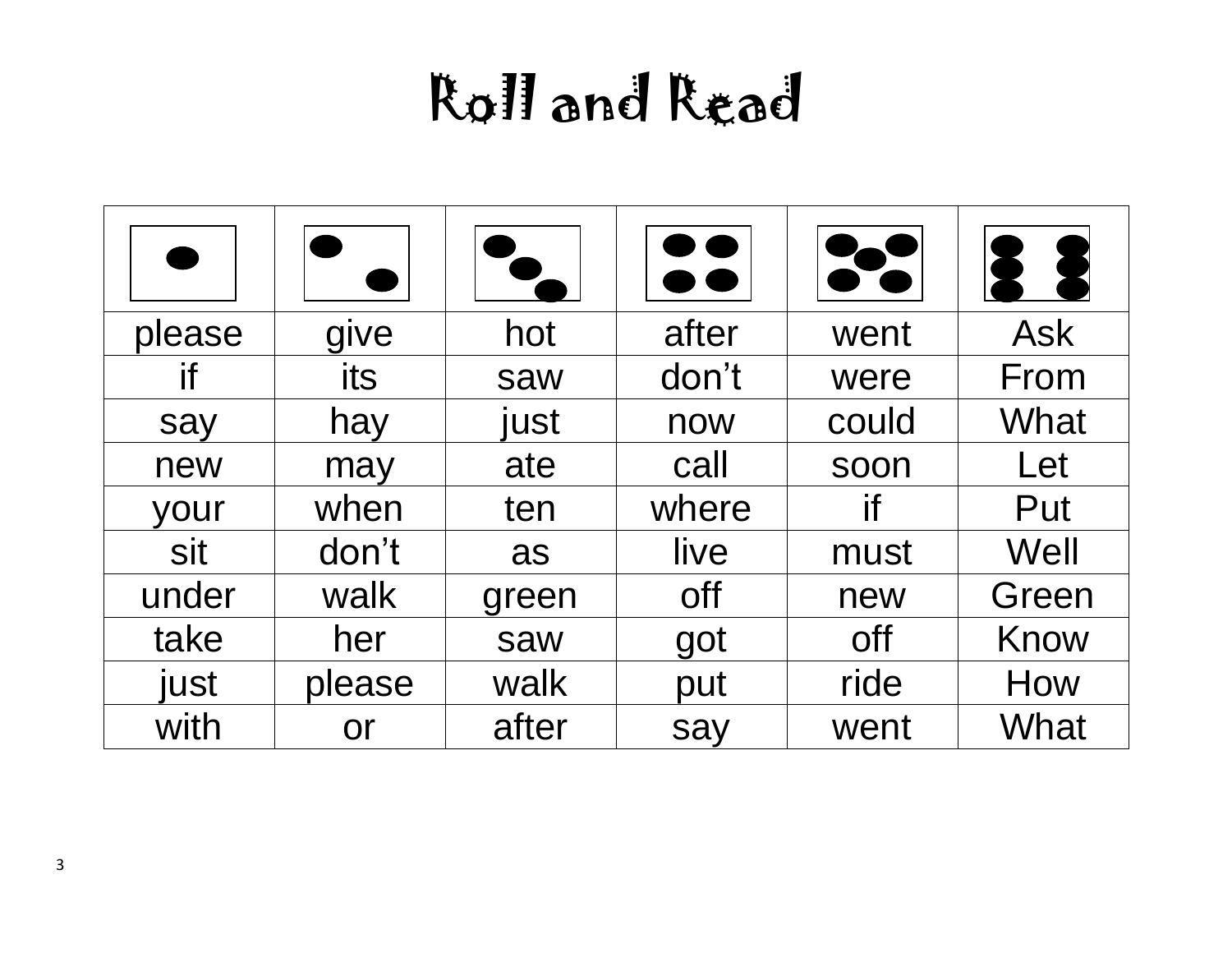# Roll and Read

| 1 | 2 | 3 | 4 | 5 | 6 |
|---|---|---|---|---|---|
| please | give | hot | after | went | Ask |
| if | its | saw | don’t | were | From |
| say | hay | just | now | could | What |
| new | may | ate | call | soon | Let |
| your | when | ten | where | if | Put |
| sit | don’t | as | live | must | Well |
| under | walk | green | off | new | Green |
| take | her | saw | got | off | Know |
| just | please | walk | put | ride | How |
| with | or | after | say | went | What |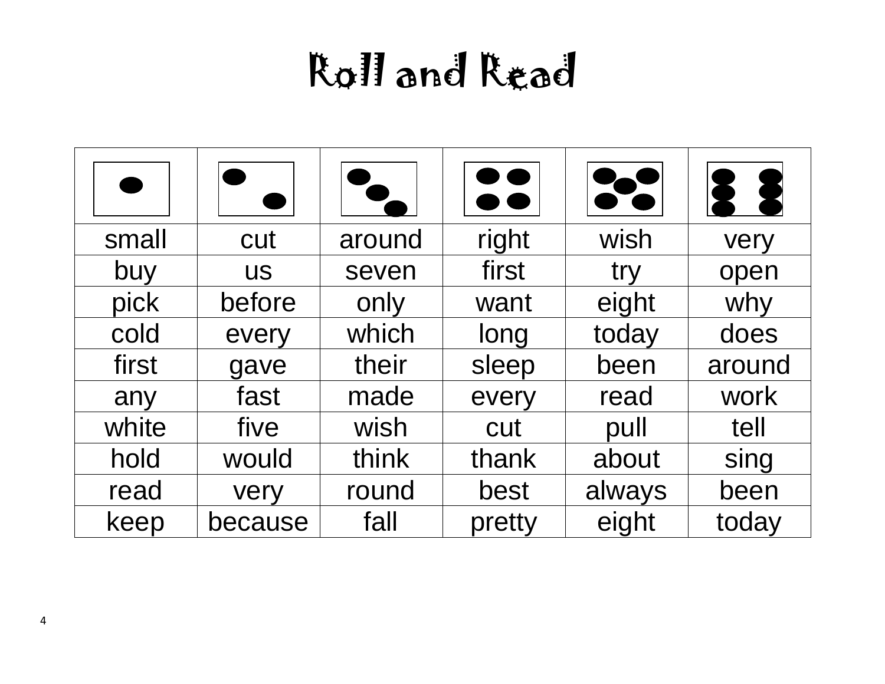# Roll and Read

| ⚀ | ⚁ | ⚂ | ⚃ | ⚄ | ⚅ |
|---|---|---|---|---|---|
| small | cut | around | right | wish | very |
| buy | us | seven | first | try | open |
| pick | before | only | want | eight | why |
| cold | every | which | long | today | does |
| first | gave | their | sleep | been | around |
| any | fast | made | every | read | work |
| white | five | wish | cut | pull | tell |
| hold | would | think | thank | about | sing |
| read | very | round | best | always | been |
| keep | because | fall | pretty | eight | today |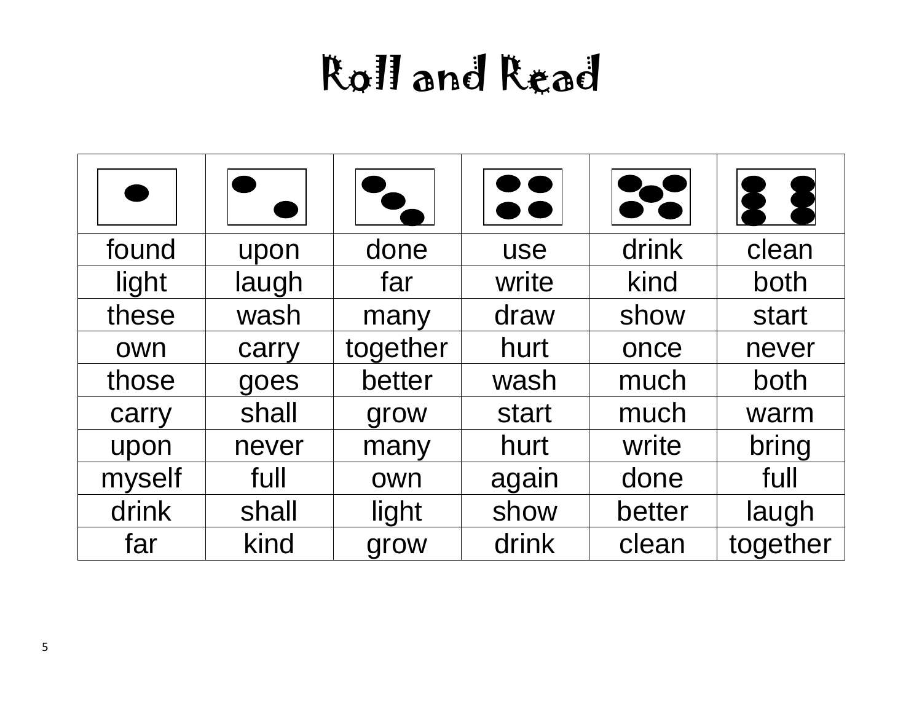# Roll and Read

| 1 | 2 | 3 | 4 | 5 | 6 |
|---|---|---|---|---|---|
| found | upon | done | use | drink | clean |
| light | laugh | far | write | kind | both |
| these | wash | many | draw | show | start |
| own | carry | together | hurt | once | never |
| those | goes | better | wash | much | both |
| carry | shall | grow | start | much | warm |
| upon | never | many | hurt | write | bring |
| myself | full | own | again | done | full |
| drink | shall | light | show | better | laugh |
| far | kind | grow | drink | clean | together |